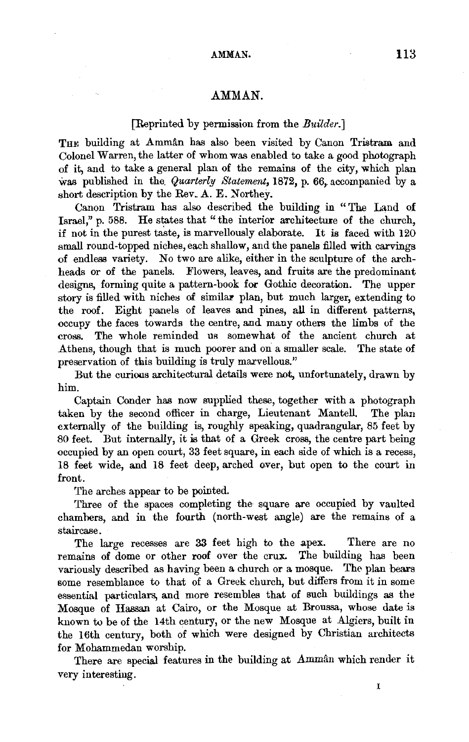# AMMAN.

[Reprinted by permission from the *Builder.*]

THE building at Ammân has also been visited by Canon Tristram and Colonel Warren, the latter of whom was enabled to take a good photograph of it, and to take a general plan of the remains of the city, which plan was published in the *Quarterly Statement,* 1872, p. 66, accompanied by a short description by the Rev. A. E. Northey.

Canon Tristram has also described the building in "The Land of Israel," p. 588. He states that "the interior architecture of the church, if not in the purest taste, is marvellously elaborate. It is faced with 120 small round-topped niches, each shallow, and the panels filled with carvings of endless variety. No two are alike, either in the sculpture of the arch-heads or of the panels. Flowers, leaves, and fruits are the predominant designs, forming quite a pattern-book for Gothic decoration. The upper story is filled with niches of similar plan, but much larger, extending to the roof. Eight panels of leaves and pines, all in different patterns, occupy the faces towards the centre, and many others the limbs of the cross. The whole reminded us somewhat of the ancient church at Athens, though that is much poorer and on a smaller scale. The state of preservation of this building is truly marvellous."

But the curious architectural details were not, unfortunately, drawn by him.

Captain Conder has now supplied these, together with a photograph taken by the second officer in charge, Lieutenant Mantell. The plan externally of the building is, roughly speaking, quadrangular, 85 feet by 80 feet. But internally, it is that of a Greek cross, the centre part being occupied by an open court, 33 feet square, in each side of which is a recess, 18 feet wide, and 18 feet deep, arched over, but open to the court in front.

The arches appear to be pointed.

Three of the spaces completing the square are occupied by vaulted chambers, and in the fourth (north-west angle) are the remains of a staircase.

The large recesses are 33 feet high to the apex. There are no remains of dome or other roof over the crux. The building has been variously described as having been a church or a mosque. The plan bears some resemblance to that of a Greek church, but differs from it in some essential particulars, and more resembles that of such buildings as the Mosque of Hassan at Cairo, or the Mosque at Broussa, whose date is known to be of the 14th century, or the new Mosque at Algiers, built in the 16th century, both of which were designed by Christian architects for Mohammedan worship.

There are special features in the building at Ammân which render it very interesting.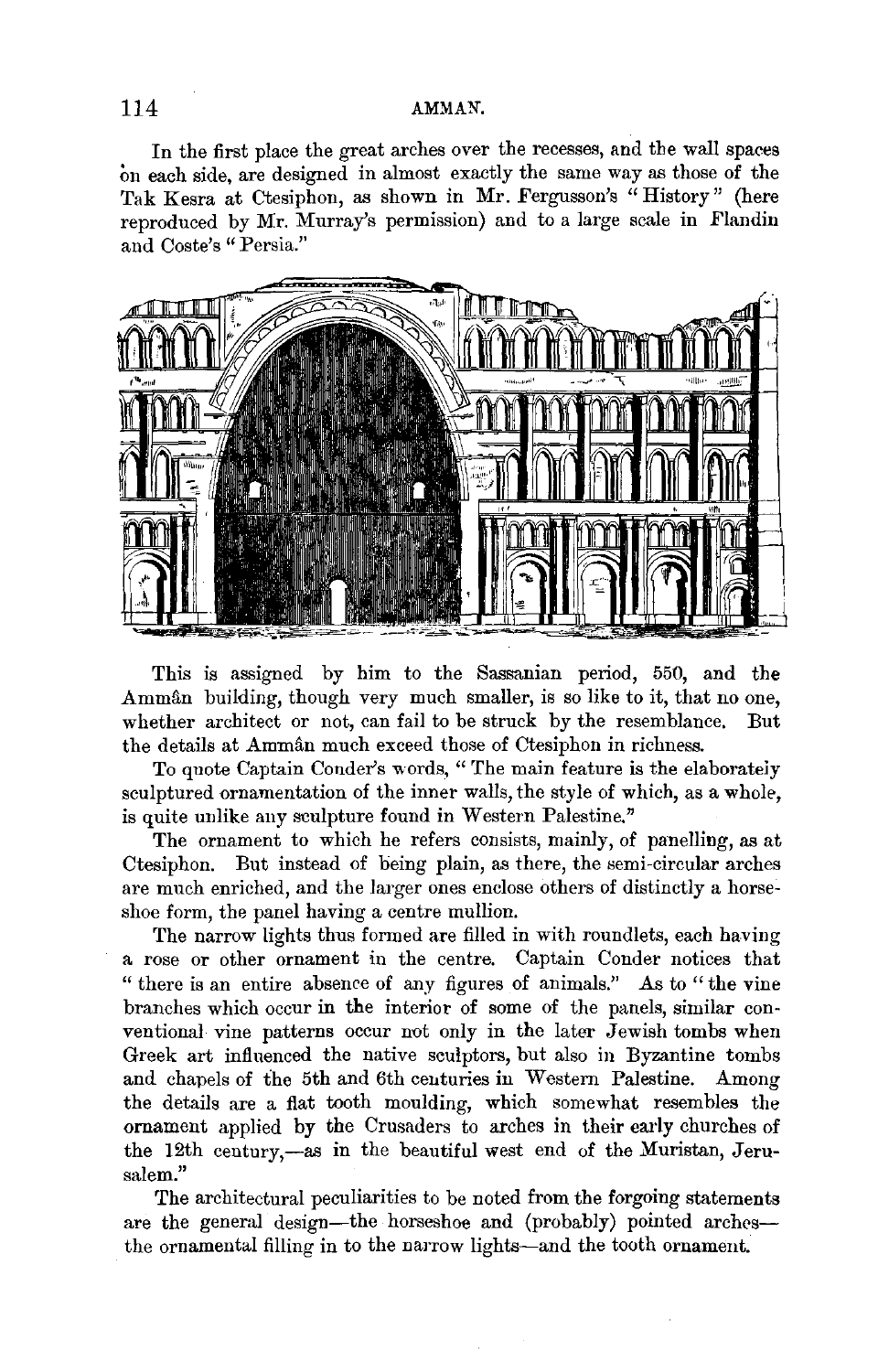In the first place the great arches over the recesses, and the wall spaces on each side, are designed in almost exactly the same way as those of the Tak Kesra at Ctesiphon, as shown in Mr. Fergusson's "History" (here reproduced by Mr. Murray's permission) and to a large scale in Flandin and Coste's "Persia."

This is assigned by him to the Sassanian period, 550, and the Ammân building, though very much smaller, is so like to it, that no one, whether architect or not, can fail to be struck by the resemblance. But the details at Ammân much exceed those of Ctesiphon in richness.

To quote Captain Conder's words, "The main feature is the elaborately sculptured ornamentation of the inner walls, the style of which, as a whole, is quite unlike any sculpture found in Western Palestine."

The ornament to which he refers consists, mainly, of panelling, as at Ctesiphon. But instead of being plain, as there, the semi-circular arches are much enriched, and the larger ones enclose others of distinctly a horse-shoe form, the panel having a centre mullion.

The narrow lights thus formed are filled in with roundlets, each having a rose or other ornament in the centre. Captain Conder notices that "there is an entire absence of any figures of animals." As to "the vine branches which occur in the interior of some of the panels, similar conventional vine patterns occur not only in the later Jewish tombs when Greek art influenced the native sculptors, but also in Byzantine tombs and chapels of the 5th and 6th centuries in Western Palestine. Among the details are a flat tooth moulding, which somewhat resembles the ornament applied by the Crusaders to arches in their early churches of the 12th century,—as in the beautiful west end of the Muristan, Jerusalem."

The architectural peculiarities to be noted from the forgoing statements are the general design—the horseshoe and (probably) pointed arches—the ornamental filling in to the narrow lights—and the tooth ornament.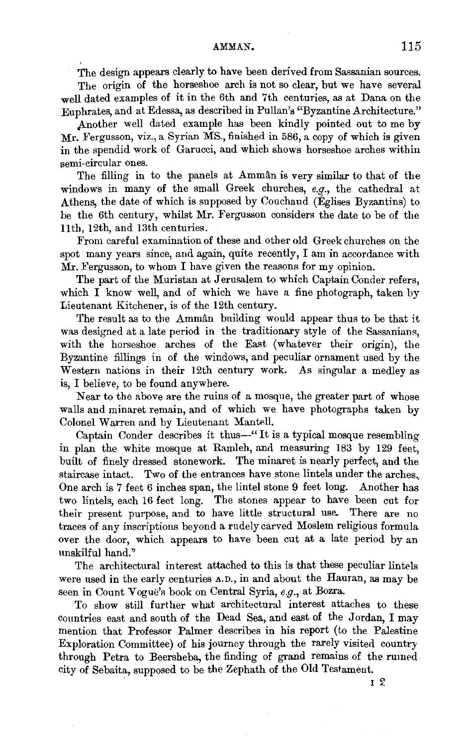The design appears clearly to have been derived from Sassanian sources.

The origin of the horseshoe arch is not so clear, but we have several well dated examples of it in the 6th and 7th centuries, as at Dana on the Euphrates, and at Edessa, as described in Pullan's "Byzantine Architecture."

Another well dated example has been kindly pointed out to me by Mr. Fergusson, viz., a Syrian MS., finished in 586, a copy of which is given in the spendid work of Garucci, and which shows horseshoe arches within semi-circular ones.

The filling in to the panels at Ammân is very similar to that of the windows in many of the small Greek churches, *e.g.*, the cathedral at Athens, the date of which is supposed by Couchaud (Églises Byzantins) to be the 6th century, whilst Mr. Fergusson considers the date to be of the 11th, 12th, and 13th centuries.

From careful examination of these and other old Greek churches on the spot many years since, and again, quite recently, I am in accordance with Mr. Fergusson, to whom I have given the reasons for my opinion.

The part of the Muristan at Jerusalem to which Captain Conder refers, which I know well, and of which we have a fine photograph, taken by Lieutenant Kitchener, is of the 12th century.

The result as to the Ammân building would appear thus to be that it was designed at a late period in the traditionary style of the Sassanians, with the horseshoe arches of the East (whatever their origin), the Byzantine fillings in of the windows, and peculiar ornament used by the Western nations in their 12th century work. As singular a medley as is, I believe, to be found anywhere.

Near to the above are the ruins of a mosque, the greater part of whose walls and minaret remain, and of which we have photographs taken by Colonel Warren and by Lieutenant Mantell.

Captain Conder describes it thus—"It is a typical mosque resembling in plan the white mosque at Ramleh, and measuring 183 by 129 feet, built of finely dressed stonework. The minaret is nearly perfect, and the staircase intact. Two of the entrances have stone lintels under the arches. One arch is 7 feet 6 inches span, the lintel stone 9 feet long. Another has two lintels, each 16 feet long. The stones appear to have been cut for their present purpose, and to have little structural use. There are no traces of any inscriptions beyond a rudely carved Moslem religious formula over the door, which appears to have been cut at a late period by an unskilful hand."

The architectural interest attached to this is that these peculiar lintels were used in the early centuries A.D., in and about the Hauran, as may be seen in Count Vogüé's book on Central Syria, *e.g.*, at Bozra.

To show still further what architectural interest attaches to these countries east and south of the Dead Sea, and east of the Jordan, I may mention that Professor Palmer describes in his report (to the Palestine Exploration Committee) of his journey through the rarely visited country through Petra to Beersheba, the finding of grand remains of the ruined city of Sebaita, supposed to be the Zephath of the Old Testament.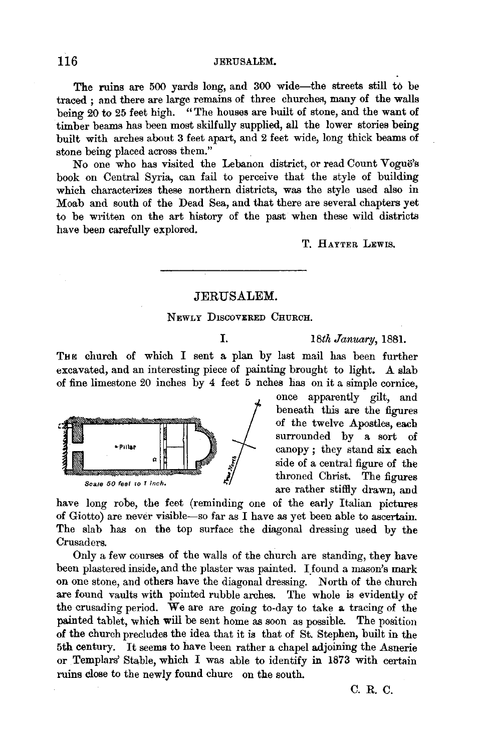The ruins are 500 yards long, and 300 wide—the streets still to be traced; and there are large remains of three churches, many of the walls being 20 to 25 feet high. "The houses are built of stone, and the want of timber beams has been most skilfully supplied, all the lower stories being built with arches about 3 feet apart, and 2 feet wide, long thick beams of stone being placed across them."

No one who has visited the Lebanon district, or read Count Voguë's book on Central Syria, can fail to perceive that the style of building which characterizes these northern districts, was the style used also in Moab and south of the Dead Sea, and that there are several chapters yet to be written on the art history of the past when these wild districts have been carefully explored.

T. HAYTER LEWIS.

---

## JERUSALEM.

### NEWLY DISCOVERED CHURCH.

I. *18th January*, 1881.

THE church of which I sent a plan by last mail has been further excavated, and an interesting piece of painting brought to light. A slab of fine limestone 20 inches by 4 feet 5 nches has on it a simple cornice, once apparently gilt, and beneath this are the figures of the twelve Apostles, each surrounded by a sort of canopy; they stand six each side of a central figure of the throned Christ. The figures are rather stiffly drawn, and have long robe, the feet (reminding one of the early Italian pictures of Giotto) are never visible—so far as I have as yet been able to ascertain. The slab has on the top surface the diagonal dressing used by the Crusaders.

Pillar

a

*Scale 50 feet to 1 inch.*

True North

Only a few courses of the walls of the church are standing, they have been plastered inside, and the plaster was painted. I found a mason's mark on one stone, and others have the diagonal dressing. North of the church are found vaults with pointed rubble arches. The whole is evidently of the crusading period. We are are going to-day to take a tracing of the painted tablet, which will be sent home as soon as possible. The position of the church precludes the idea that it is that of St. Stephen, built in the 5th century. It seems to have been rather a chapel adjoining the Asnerie or Templars' Stable, which I was able to identify in 1873 with certain ruins close to the newly found churc on the south.

C. R. C.